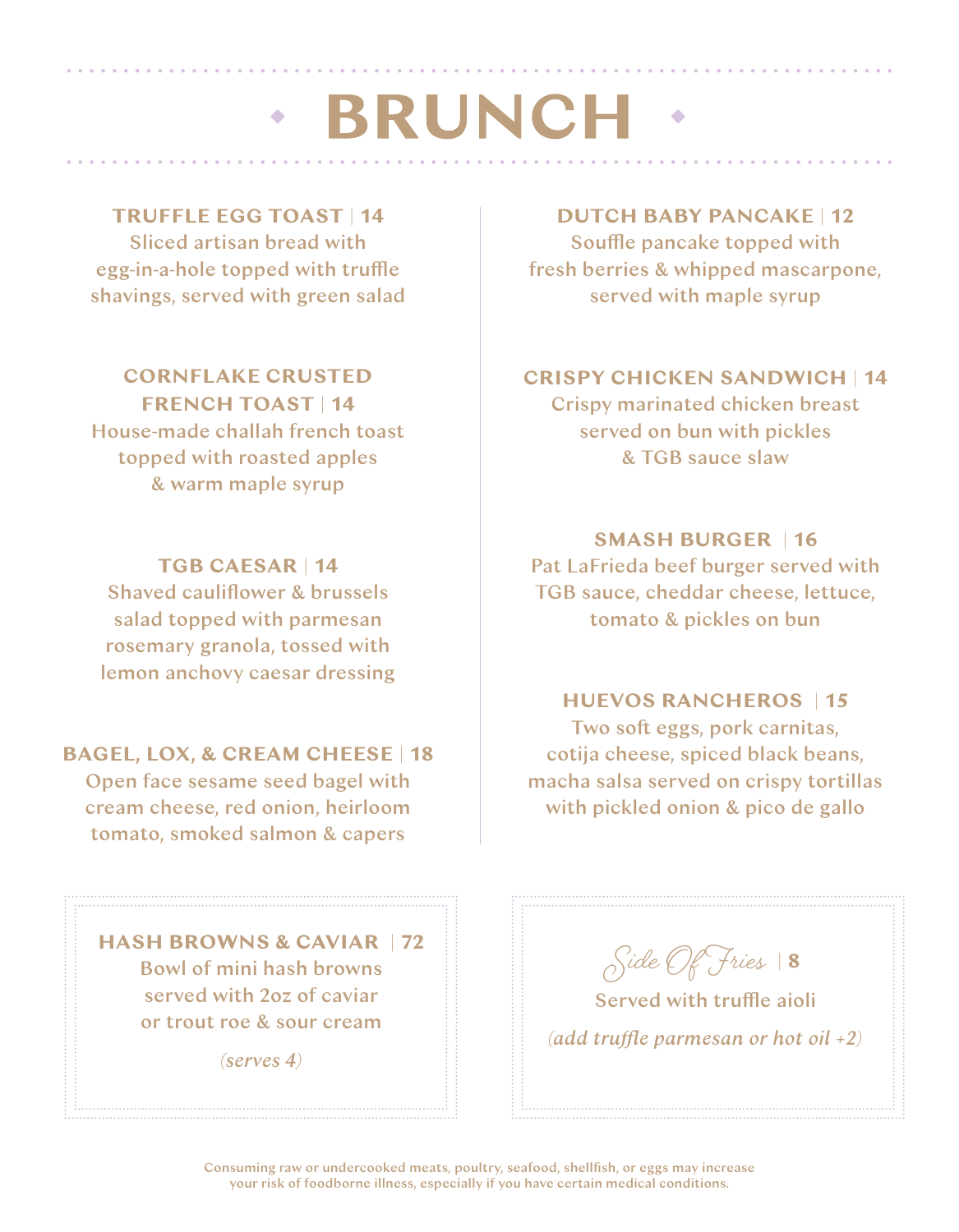# BRUNCH

### TRUFFLE EGG TOAST | 14
Sliced artisan bread with egg-in-a-hole topped with truffle shavings, served with green salad

### CORNFLAKE CRUSTED FRENCH TOAST | 14
House-made challah french toast topped with roasted apples & warm maple syrup

### TGB CAESAR | 14
Shaved cauliflower & brussels salad topped with parmesan rosemary granola, tossed with lemon anchovy caesar dressing

### BAGEL, LOX, & CREAM CHEESE | 18
Open face sesame seed bagel with cream cheese, red onion, heirloom tomato, smoked salmon & capers

### DUTCH BABY PANCAKE | 12
Souffle pancake topped with fresh berries & whipped mascarpone, served with maple syrup

### CRISPY CHICKEN SANDWICH | 14
Crispy marinated chicken breast served on bun with pickles & TGB sauce slaw

### SMASH BURGER | 16
Pat LaFrieda beef burger served with TGB sauce, cheddar cheese, lettuce, tomato & pickles on bun

### HUEVOS RANCHEROS | 15
Two soft eggs, pork carnitas, cotija cheese, spiced black beans, macha salsa served on crispy tortillas with pickled onion & pico de gallo

### HASH BROWNS & CAVIAR | 72
Bowl of mini hash browns served with 2oz of caviar or trout roe & sour cream

*(serves 4)*

### Side Of Fries | 8
Served with truffle aioli

*(add truffle parmesan or hot oil +2)*

Consuming raw or undercooked meats, poultry, seafood, shellfish, or eggs may increase your risk of foodborne illness, especially if you have certain medical conditions.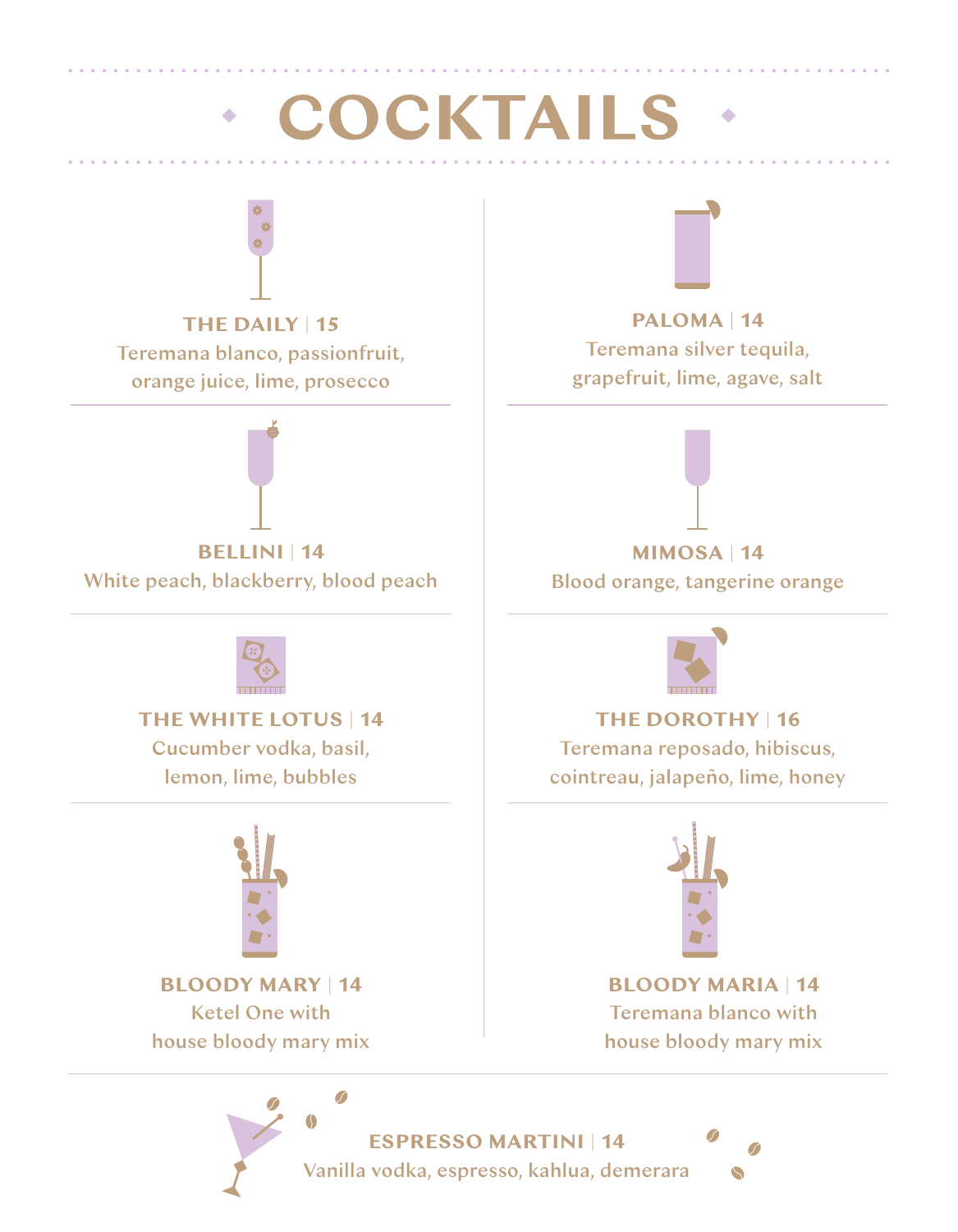# COCKTAILS

**THE DAILY** | 15
Teremana blanco, passionfruit, orange juice, lime, prosecco

**PALOMA** | 14
Teremana silver tequila, grapefruit, lime, agave, salt

**BELLINI** | 14
White peach, blackberry, blood peach

**MIMOSA** | 14
Blood orange, tangerine orange

**THE WHITE LOTUS** | 14
Cucumber vodka, basil, lemon, lime, bubbles

**THE DOROTHY** | 16
Teremana reposado, hibiscus, cointreau, jalapeño, lime, honey

**BLOODY MARY** | 14
Ketel One with house bloody mary mix

**BLOODY MARIA** | 14
Teremana blanco with house bloody mary mix

**ESPRESSO MARTINI** | 14
Vanilla vodka, espresso, kahlua, demerara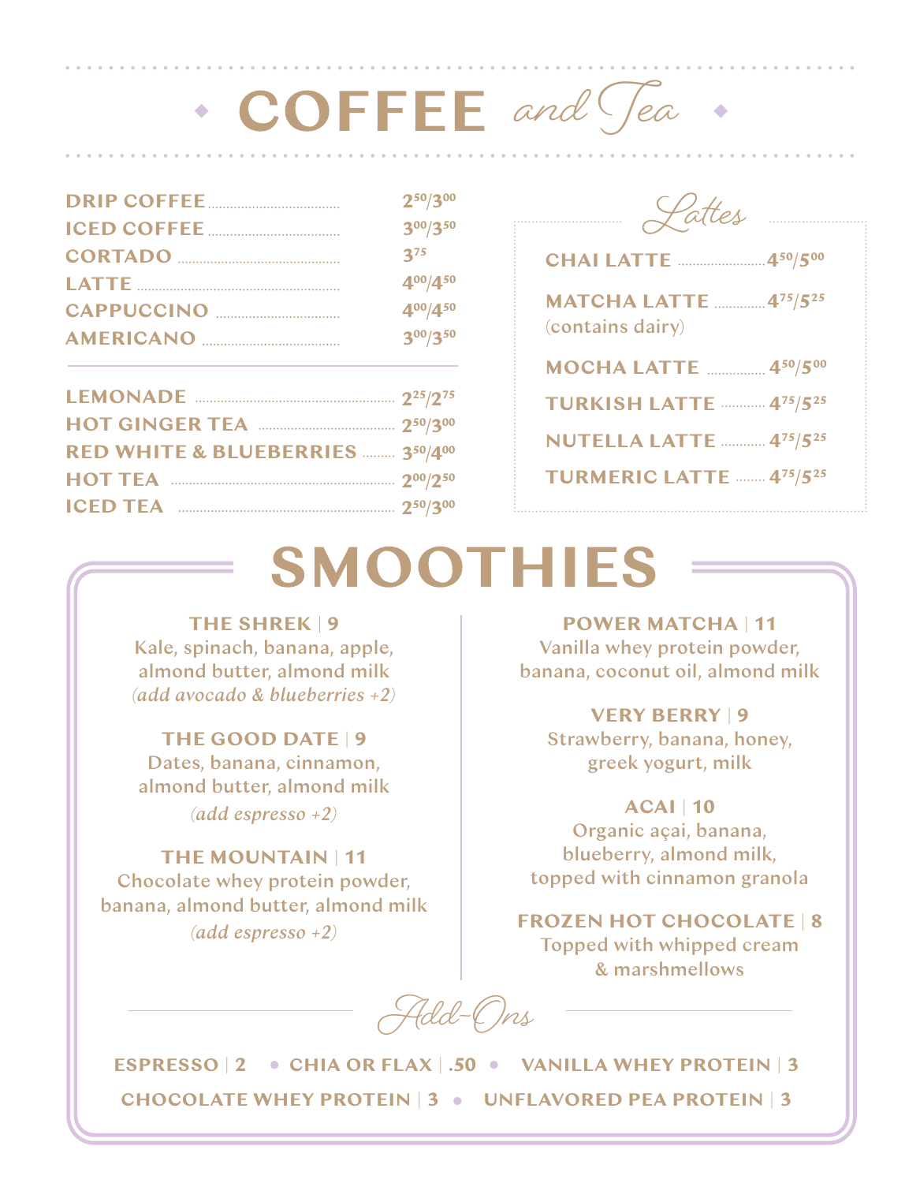# COFFEE *and Tea*

| | |
|---|---|
| DRIP COFFEE | 2.50/3.00 |
| ICED COFFEE | 3.00/3.50 |
| CORTADO | 3.75 |
| LATTE | 4.00/4.50 |
| CAPPUCCINO | 4.00/4.50 |
| AMERICANO | 3.00/3.50 |

| | |
|---|---|
| LEMONADE | 2.25/2.75 |
| HOT GINGER TEA | 2.50/3.00 |
| RED WHITE & BLUEBERRIES | 3.50/4.00 |
| HOT TEA | 2.00/2.50 |
| ICED TEA | 2.50/3.00 |

## *Lattes*

| | |
|---|---|
| CHAI LATTE | 4.50/5.00 |
| MATCHA LATTE (contains dairy) | 4.75/5.25 |
| MOCHA LATTE | 4.50/5.00 |
| TURKISH LATTE | 4.75/5.25 |
| NUTELLA LATTE | 4.75/5.25 |
| TURMERIC LATTE | 4.75/5.25 |

# SMOOTHIES

**THE SHREK | 9**
Kale, spinach, banana, apple, almond butter, almond milk
*(add avocado & blueberries +2)*

**THE GOOD DATE | 9**
Dates, banana, cinnamon, almond butter, almond milk
*(add espresso +2)*

**THE MOUNTAIN | 11**
Chocolate whey protein powder, banana, almond butter, almond milk
*(add espresso +2)*

**POWER MATCHA | 11**
Vanilla whey protein powder, banana, coconut oil, almond milk

**VERY BERRY | 9**
Strawberry, banana, honey, greek yogurt, milk

**ACAI | 10**
Organic açai, banana, blueberry, almond milk, topped with cinnamon granola

**FROZEN HOT CHOCOLATE | 8**
Topped with whipped cream & marshmellows

## *Add-Ons*

ESPRESSO | 2 • CHIA OR FLAX | .50 • VANILLA WHEY PROTEIN | 3

CHOCOLATE WHEY PROTEIN | 3 • UNFLAVORED PEA PROTEIN | 3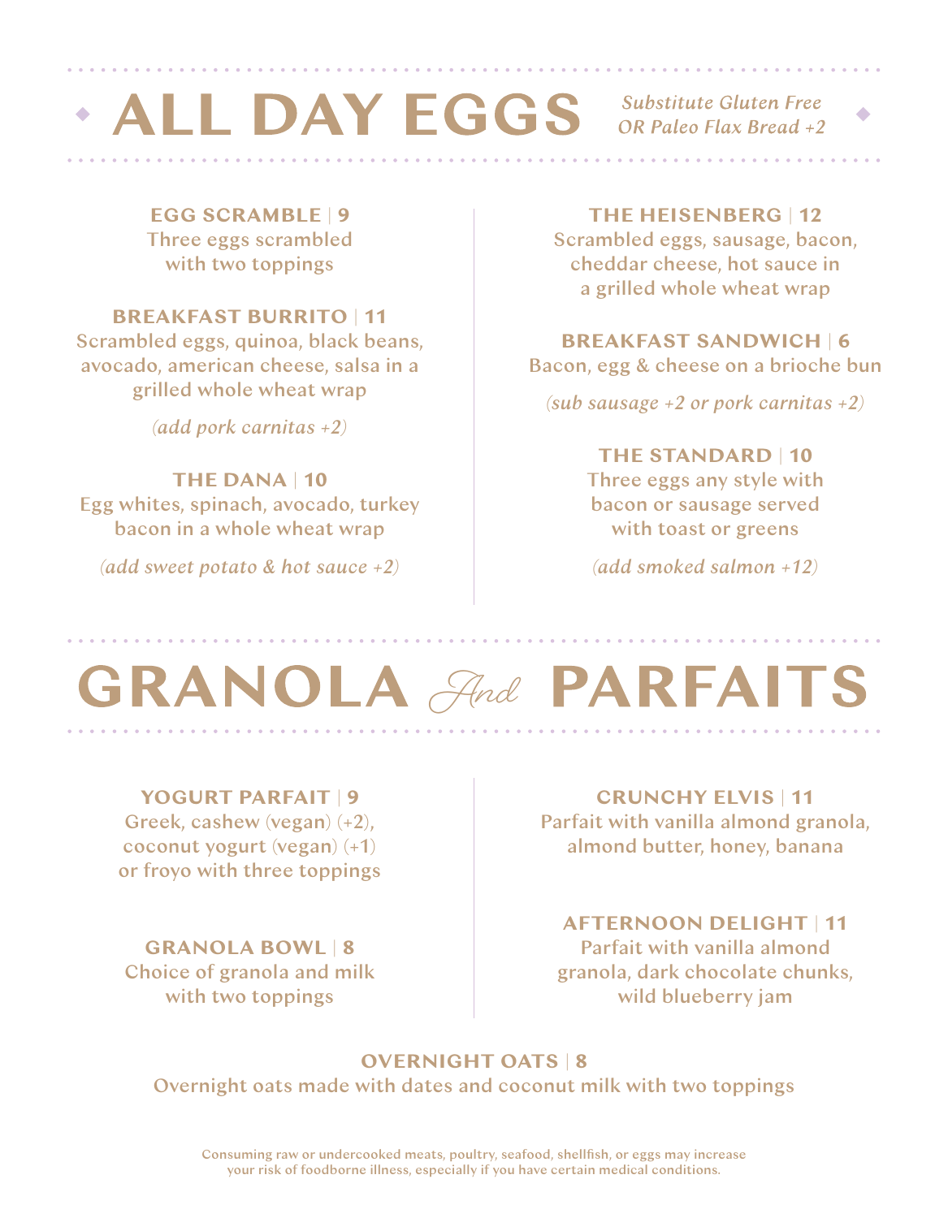# ALL DAY EGGS

*Substitute Gluten Free OR Paleo Flax Bread +2*

**EGG SCRAMBLE | 9**
Three eggs scrambled with two toppings

**BREAKFAST BURRITO | 11**
Scrambled eggs, quinoa, black beans, avocado, american cheese, salsa in a grilled whole wheat wrap

*(add pork carnitas +2)*

**THE DANA | 10**
Egg whites, spinach, avocado, turkey bacon in a whole wheat wrap

*(add sweet potato & hot sauce +2)*

**THE HEISENBERG | 12**
Scrambled eggs, sausage, bacon, cheddar cheese, hot sauce in a grilled whole wheat wrap

**BREAKFAST SANDWICH | 6**
Bacon, egg & cheese on a brioche bun

*(sub sausage +2 or pork carnitas +2)*

**THE STANDARD | 10**
Three eggs any style with bacon or sausage served with toast or greens

*(add smoked salmon +12)*

# GRANOLA *And* PARFAITS

**YOGURT PARFAIT | 9**
Greek, cashew (vegan) (+2), coconut yogurt (vegan) (+1) or froyo with three toppings

**GRANOLA BOWL | 8**
Choice of granola and milk with two toppings

**CRUNCHY ELVIS | 11**
Parfait with vanilla almond granola, almond butter, honey, banana

**AFTERNOON DELIGHT | 11**
Parfait with vanilla almond granola, dark chocolate chunks, wild blueberry jam

**OVERNIGHT OATS | 8**
Overnight oats made with dates and coconut milk with two toppings

Consuming raw or undercooked meats, poultry, seafood, shellfish, or eggs may increase your risk of foodborne illness, especially if you have certain medical conditions.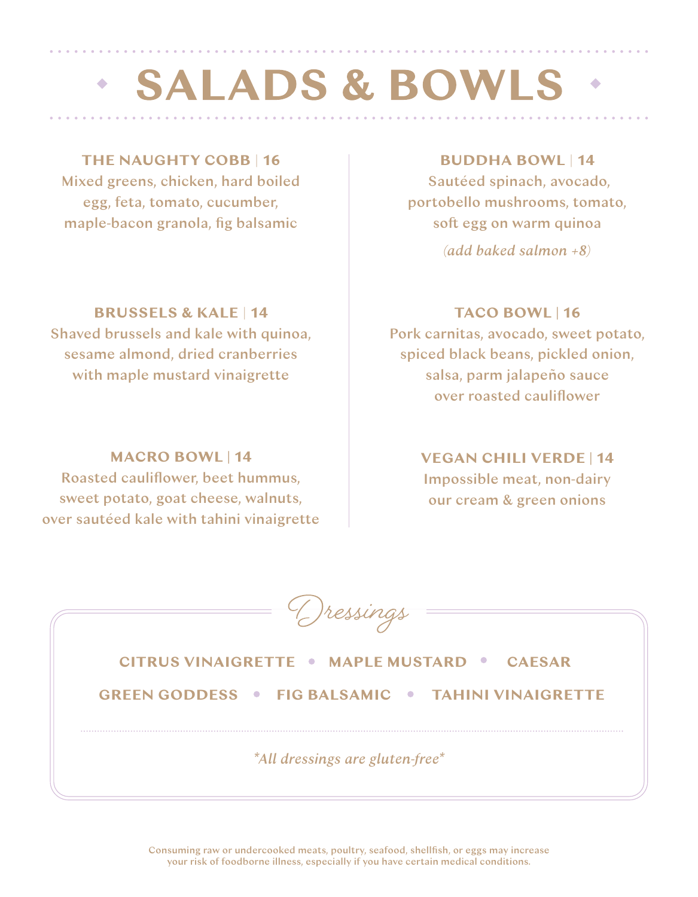# SALADS & BOWLS

### THE NAUGHTY COBB | 16

Mixed greens, chicken, hard boiled egg, feta, tomato, cucumber, maple-bacon granola, fig balsamic

### BRUSSELS & KALE | 14

Shaved brussels and kale with quinoa, sesame almond, dried cranberries with maple mustard vinaigrette

### MACRO BOWL | 14

Roasted cauliflower, beet hummus, sweet potato, goat cheese, walnuts, over sautéed kale with tahini vinaigrette

### BUDDHA BOWL | 14

Sautéed spinach, avocado, portobello mushrooms, tomato, soft egg on warm quinoa

*(add baked salmon +8)*

### TACO BOWL | 16

Pork carnitas, avocado, sweet potato, spiced black beans, pickled onion, salsa, parm jalapeño sauce over roasted cauliflower

### VEGAN CHILI VERDE | 14

Impossible meat, non-dairy our cream & green onions

## Dressings

**CITRUS VINAIGRETTE** • **MAPLE MUSTARD** • **CAESAR**

**GREEN GODDESS** • **FIG BALSAMIC** • **TAHINI VINAIGRETTE**

*All dressings are gluten-free*

Consuming raw or undercooked meats, poultry, seafood, shellfish, or eggs may increase your risk of foodborne illness, especially if you have certain medical conditions.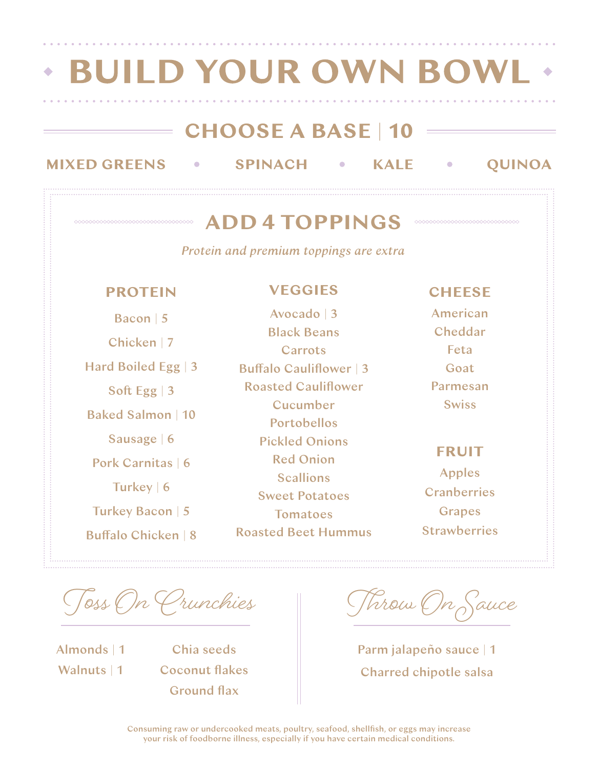# BUILD YOUR OWN BOWL

## CHOOSE A BASE | 10

MIXED GREENS • SPINACH • KALE • QUINOA

## ADD 4 TOPPINGS

*Protein and premium toppings are extra*

### PROTEIN

- Bacon | 5
- Chicken | 7
- Hard Boiled Egg | 3
- Soft Egg | 3
- Baked Salmon | 10
- Sausage | 6
- Pork Carnitas | 6
- Turkey | 6
- Turkey Bacon | 5
- Buffalo Chicken | 8

### VEGGIES

- Avocado | 3
- Black Beans
- Carrots
- Buffalo Cauliflower | 3
- Roasted Cauliflower
- Cucumber
- Portobellos
- Pickled Onions
- Red Onion
- Scallions
- Sweet Potatoes
- Tomatoes
- Roasted Beet Hummus

### CHEESE

- American
- Cheddar
- Feta
- Goat
- Parmesan
- Swiss

### FRUIT

- Apples
- Cranberries
- Grapes
- Strawberries

## Toss On Crunchies

- Almonds | 1
- Walnuts | 1
- Chia seeds
- Coconut flakes
- Ground flax

## Throw On Sauce

- Parm jalapeño sauce | 1
- Charred chipotle salsa

Consuming raw or undercooked meats, poultry, seafood, shellfish, or eggs may increase your risk of foodborne illness, especially if you have certain medical conditions.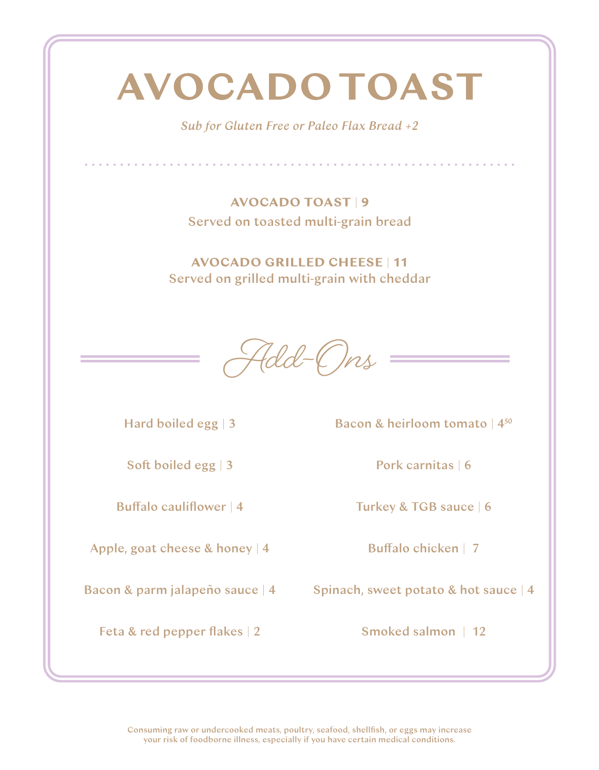# AVOCADO TOAST

*Sub for Gluten Free or Paleo Flax Bread +2*

**AVOCADO TOAST** | **9**
Served on toasted multi-grain bread

**AVOCADO GRILLED CHEESE** | **11**
Served on grilled multi-grain with cheddar

## Add-Ons

Hard boiled egg | 3

Soft boiled egg | 3

Buffalo cauliflower | 4

Apple, goat cheese & honey | 4

Bacon & parm jalapeño sauce | 4

Feta & red pepper flakes | 2

Bacon & heirloom tomato | 4.50

Pork carnitas | 6

Turkey & TGB sauce | 6

Buffalo chicken | 7

Spinach, sweet potato & hot sauce | 4

Smoked salmon | 12

Consuming raw or undercooked meats, poultry, seafood, shellfish, or eggs may increase your risk of foodborne illness, especially if you have certain medical conditions.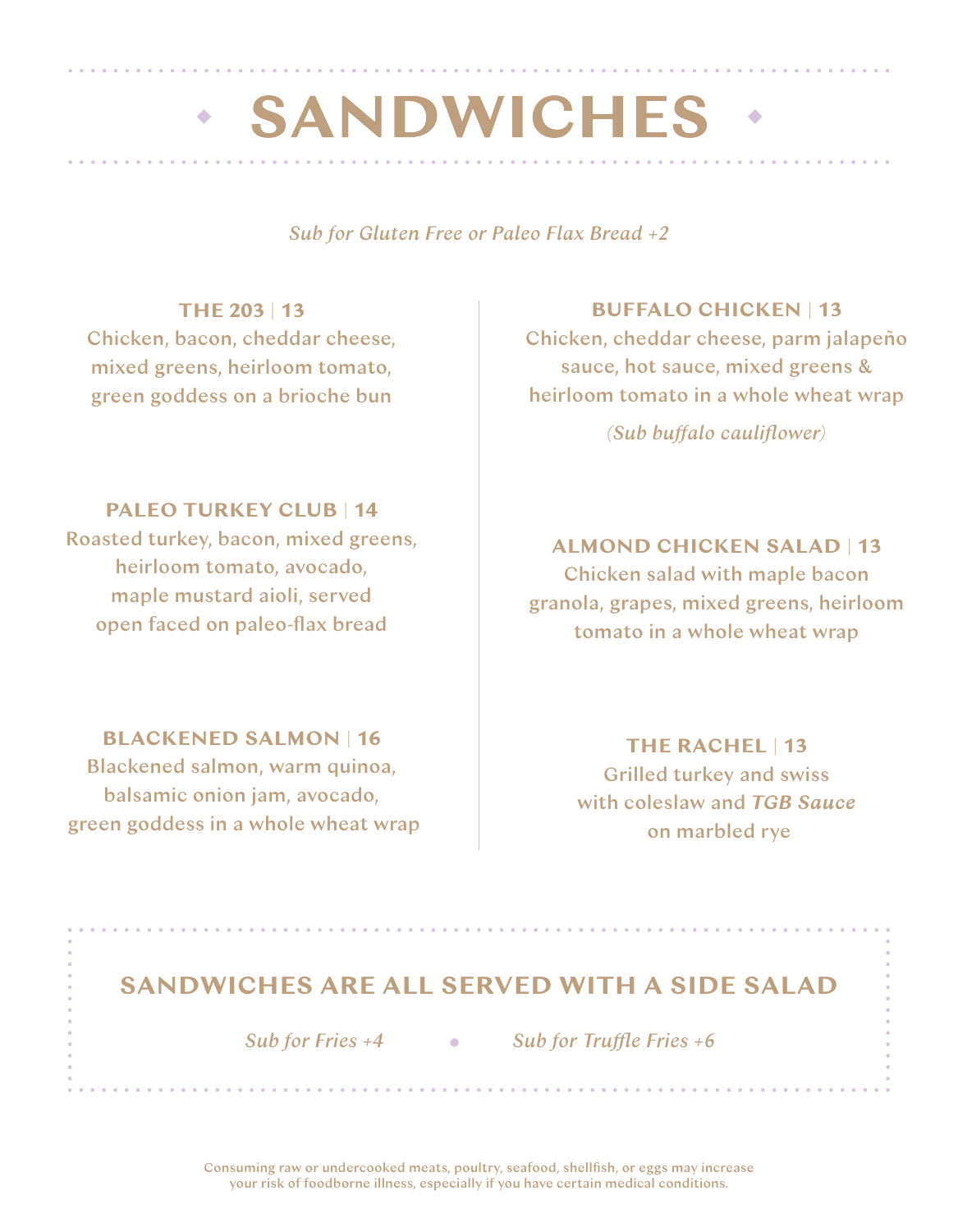# SANDWICHES

*Sub for Gluten Free or Paleo Flax Bread +2*

**THE 203 | 13**
Chicken, bacon, cheddar cheese, mixed greens, heirloom tomato, green goddess on a brioche bun

**PALEO TURKEY CLUB | 14**
Roasted turkey, bacon, mixed greens, heirloom tomato, avocado, maple mustard aioli, served open faced on paleo-flax bread

**BLACKENED SALMON | 16**
Blackened salmon, warm quinoa, balsamic onion jam, avocado, green goddess in a whole wheat wrap

**BUFFALO CHICKEN | 13**
Chicken, cheddar cheese, parm jalapeño sauce, hot sauce, mixed greens & heirloom tomato in a whole wheat wrap

*(Sub buffalo cauliflower)*

**ALMOND CHICKEN SALAD | 13**
Chicken salad with maple bacon granola, grapes, mixed greens, heirloom tomato in a whole wheat wrap

**THE RACHEL | 13**
Grilled turkey and swiss with coleslaw and ***TGB Sauce*** on marbled rye

## SANDWICHES ARE ALL SERVED WITH A SIDE SALAD

*Sub for Fries +4* • *Sub for Truffle Fries +6*

Consuming raw or undercooked meats, poultry, seafood, shellfish, or eggs may increase your risk of foodborne illness, especially if you have certain medical conditions.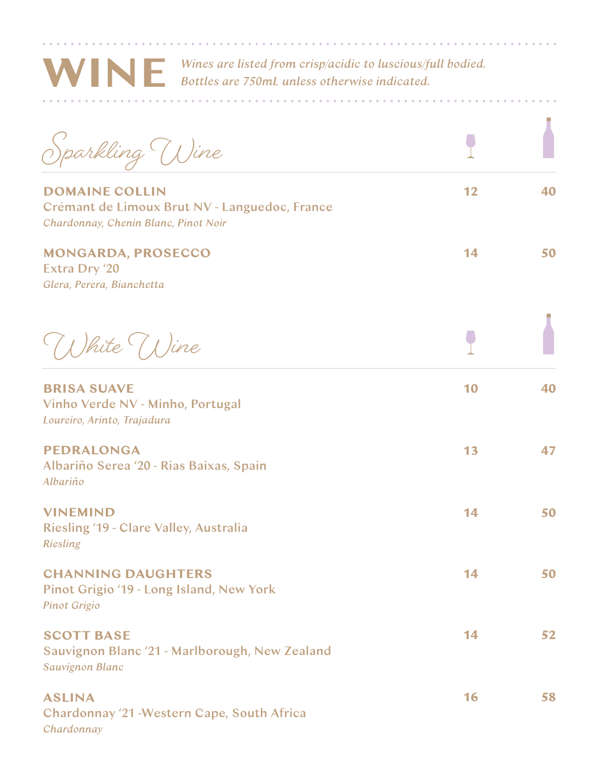# WINE

*Wines are listed from crisp/acidic to luscious/full bodied.*
*Bottles are 750mL unless otherwise indicated.*

## Sparkling Wine

| | Glass | Bottle |
|---|---|---|
| **DOMAINE COLLIN**<br>Crémant de Limoux Brut NV - Languedoc, France<br>*Chardonnay, Chenin Blanc, Pinot Noir* | 12 | 40 |
| **MONGARDA, PROSECCO**<br>Extra Dry '20<br>*Glera, Perera, Bianchetta* | 14 | 50 |

## White Wine

| | Glass | Bottle |
|---|---|---|
| **BRISA SUAVE**<br>Vinho Verde NV - Minho, Portugal<br>*Loureiro, Arinto, Trajadura* | 10 | 40 |
| **PEDRALONGA**<br>Albariño Serea '20 - Rias Baixas, Spain<br>*Albariño* | 13 | 47 |
| **VINEMIND**<br>Riesling '19 - Clare Valley, Australia<br>*Riesling* | 14 | 50 |
| **CHANNING DAUGHTERS**<br>Pinot Grigio '19 - Long Island, New York<br>*Pinot Grigio* | 14 | 50 |
| **SCOTT BASE**<br>Sauvignon Blanc '21 - Marlborough, New Zealand<br>*Sauvignon Blanc* | 14 | 52 |
| **ASLINA**<br>Chardonnay '21 -Western Cape, South Africa<br>*Chardonnay* | 16 | 58 |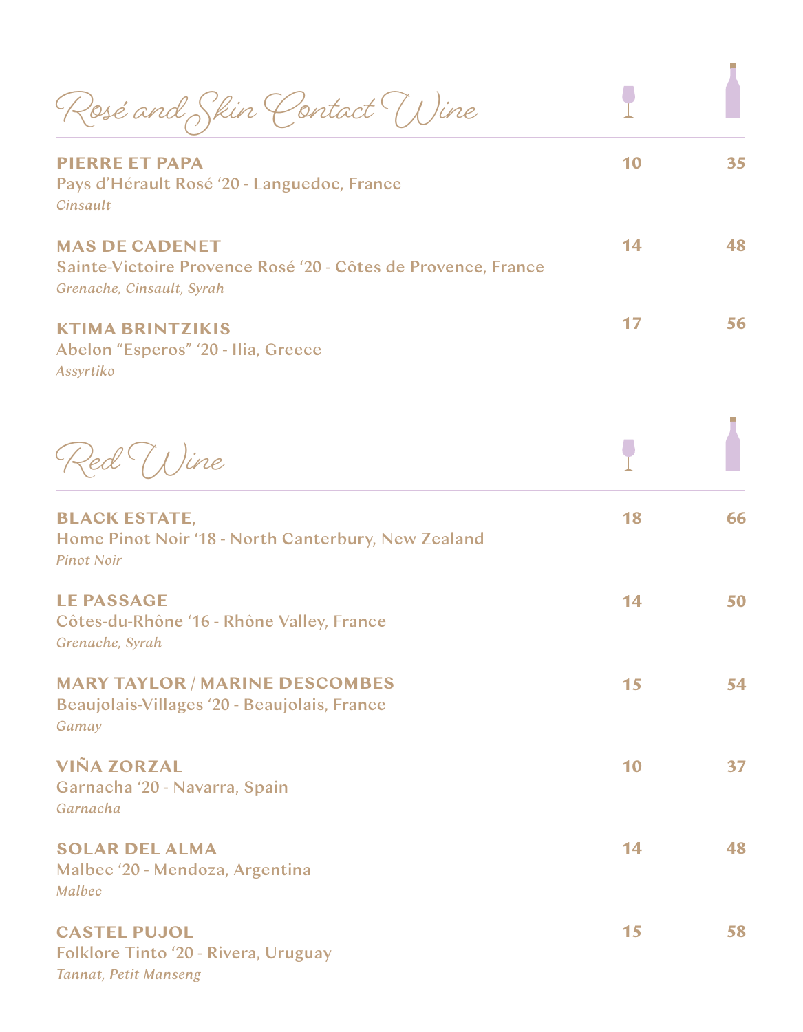## Rosé and Skin Contact Wine

| | Glass | Bottle |
|---|---|---|
| **PIERRE ET PAPA**<br>Pays d'Hérault Rosé '20 - Languedoc, France<br>*Cinsault* | 10 | 35 |
| **MAS DE CADENET**<br>Sainte-Victoire Provence Rosé '20 - Côtes de Provence, France<br>*Grenache, Cinsault, Syrah* | 14 | 48 |
| **KTIMA BRINTZIKIS**<br>Abelon "Esperos" '20 - Ilia, Greece<br>*Assyrtiko* | 17 | 56 |

## Red Wine

| | Glass | Bottle |
|---|---|---|
| **BLACK ESTATE,**<br>Home Pinot Noir '18 - North Canterbury, New Zealand<br>*Pinot Noir* | 18 | 66 |
| **LE PASSAGE**<br>Côtes-du-Rhône '16 - Rhône Valley, France<br>*Grenache, Syrah* | 14 | 50 |
| **MARY TAYLOR / MARINE DESCOMBES**<br>Beaujolais-Villages '20 - Beaujolais, France<br>*Gamay* | 15 | 54 |
| **VIÑA ZORZAL**<br>Garnacha '20 - Navarra, Spain<br>*Garnacha* | 10 | 37 |
| **SOLAR DEL ALMA**<br>Malbec '20 - Mendoza, Argentina<br>*Malbec* | 14 | 48 |
| **CASTEL PUJOL**<br>Folklore Tinto '20 - Rivera, Uruguay<br>*Tannat, Petit Manseng* | 15 | 58 |